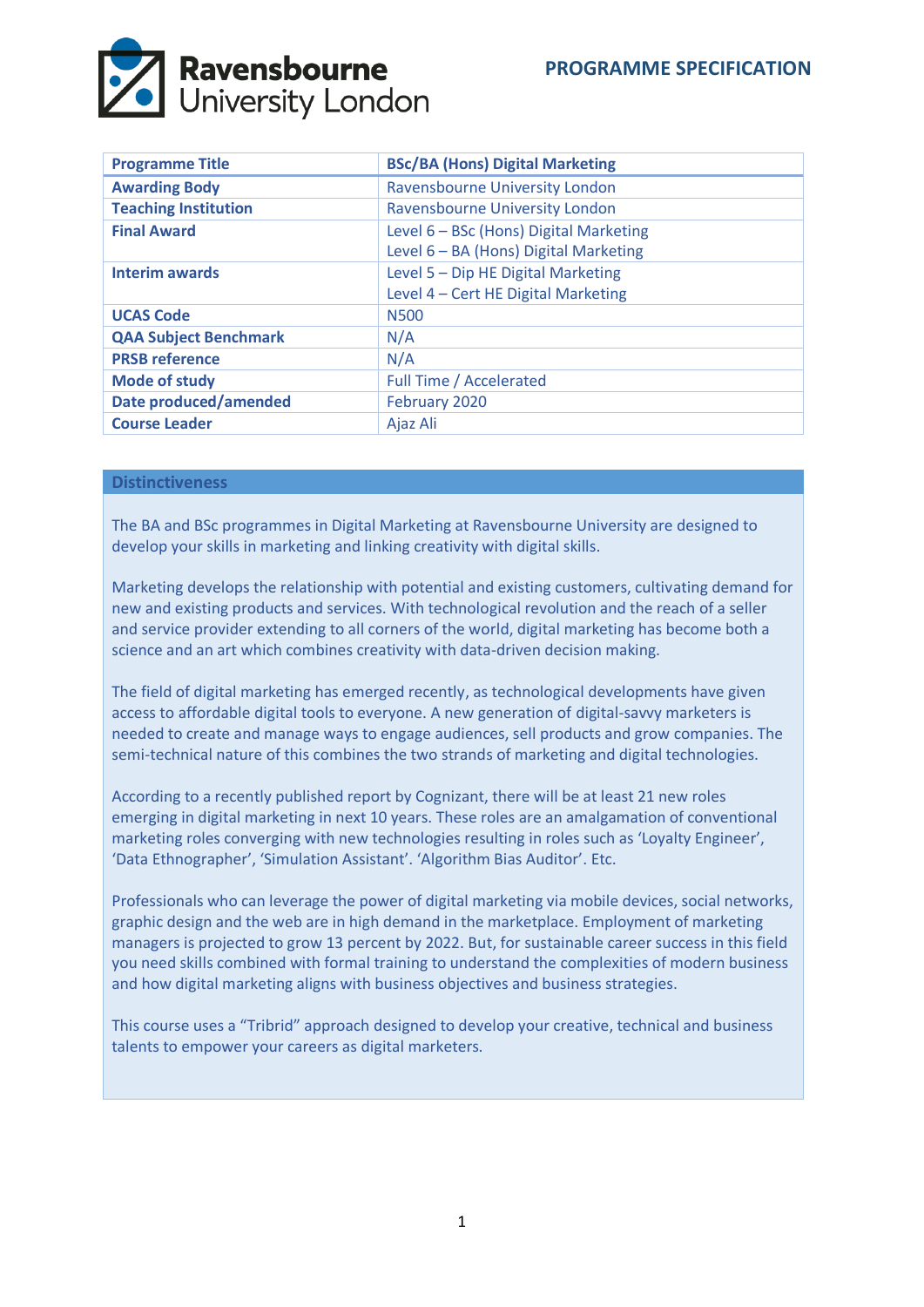Ravensbourne University London

# PROGRAMME SPECIFICATION

| Programme Title | BSc/BA (Hons) Digital Marketing |
|---|---|
| Awarding Body | Ravensbourne University London |
| Teaching Institution | Ravensbourne University London |
| Final Award | Level 6 – BSc (Hons) Digital Marketing<br>Level 6 – BA (Hons) Digital Marketing |
| Interim awards | Level 5 – Dip HE Digital Marketing<br>Level 4 – Cert HE Digital Marketing |
| UCAS Code | N500 |
| QAA Subject Benchmark | N/A |
| PRSB reference | N/A |
| Mode of study | Full Time / Accelerated |
| Date produced/amended | February 2020 |
| Course Leader | Ajaz Ali |

## Distinctiveness

The BA and BSc programmes in Digital Marketing at Ravensbourne University are designed to develop your skills in marketing and linking creativity with digital skills.

Marketing develops the relationship with potential and existing customers, cultivating demand for new and existing products and services. With technological revolution and the reach of a seller and service provider extending to all corners of the world, digital marketing has become both a science and an art which combines creativity with data-driven decision making.

The field of digital marketing has emerged recently, as technological developments have given access to affordable digital tools to everyone. A new generation of digital-savvy marketers is needed to create and manage ways to engage audiences, sell products and grow companies. The semi-technical nature of this combines the two strands of marketing and digital technologies.

According to a recently published report by Cognizant, there will be at least 21 new roles emerging in digital marketing in next 10 years. These roles are an amalgamation of conventional marketing roles converging with new technologies resulting in roles such as 'Loyalty Engineer', 'Data Ethnographer', 'Simulation Assistant'. 'Algorithm Bias Auditor'. Etc.

Professionals who can leverage the power of digital marketing via mobile devices, social networks, graphic design and the web are in high demand in the marketplace. Employment of marketing managers is projected to grow 13 percent by 2022. But, for sustainable career success in this field you need skills combined with formal training to understand the complexities of modern business and how digital marketing aligns with business objectives and business strategies.

This course uses a "Tribrid" approach designed to develop your creative, technical and business talents to empower your careers as digital marketers.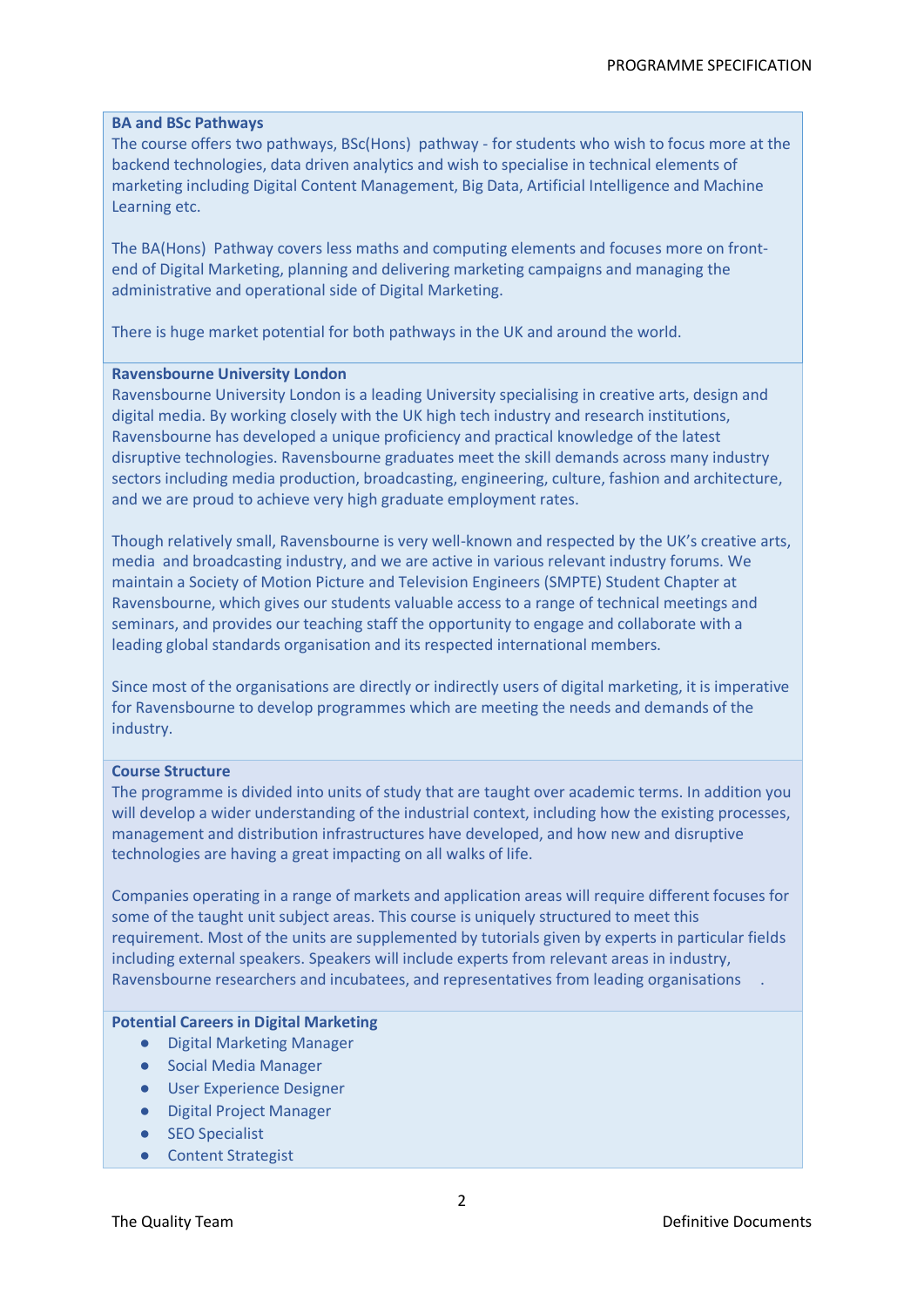**BA and BSc Pathways**

The course offers two pathways, BSc(Hons) pathway - for students who wish to focus more at the backend technologies, data driven analytics and wish to specialise in technical elements of marketing including Digital Content Management, Big Data, Artificial Intelligence and Machine Learning etc.

The BA(Hons) Pathway covers less maths and computing elements and focuses more on front-end of Digital Marketing, planning and delivering marketing campaigns and managing the administrative and operational side of Digital Marketing.

There is huge market potential for both pathways in the UK and around the world.

**Ravensbourne University London**

Ravensbourne University London is a leading University specialising in creative arts, design and digital media. By working closely with the UK high tech industry and research institutions, Ravensbourne has developed a unique proficiency and practical knowledge of the latest disruptive technologies. Ravensbourne graduates meet the skill demands across many industry sectors including media production, broadcasting, engineering, culture, fashion and architecture, and we are proud to achieve very high graduate employment rates.

Though relatively small, Ravensbourne is very well-known and respected by the UK's creative arts, media and broadcasting industry, and we are active in various relevant industry forums. We maintain a Society of Motion Picture and Television Engineers (SMPTE) Student Chapter at Ravensbourne, which gives our students valuable access to a range of technical meetings and seminars, and provides our teaching staff the opportunity to engage and collaborate with a leading global standards organisation and its respected international members.

Since most of the organisations are directly or indirectly users of digital marketing, it is imperative for Ravensbourne to develop programmes which are meeting the needs and demands of the industry.

**Course Structure**

The programme is divided into units of study that are taught over academic terms. In addition you will develop a wider understanding of the industrial context, including how the existing processes, management and distribution infrastructures have developed, and how new and disruptive technologies are having a great impacting on all walks of life.

Companies operating in a range of markets and application areas will require different focuses for some of the taught unit subject areas. This course is uniquely structured to meet this requirement. Most of the units are supplemented by tutorials given by experts in particular fields including external speakers. Speakers will include experts from relevant areas in industry, Ravensbourne researchers and incubatees, and representatives from leading organisations .

**Potential Careers in Digital Marketing**

- Digital Marketing Manager
- Social Media Manager
- User Experience Designer
- Digital Project Manager
- SEO Specialist
- Content Strategist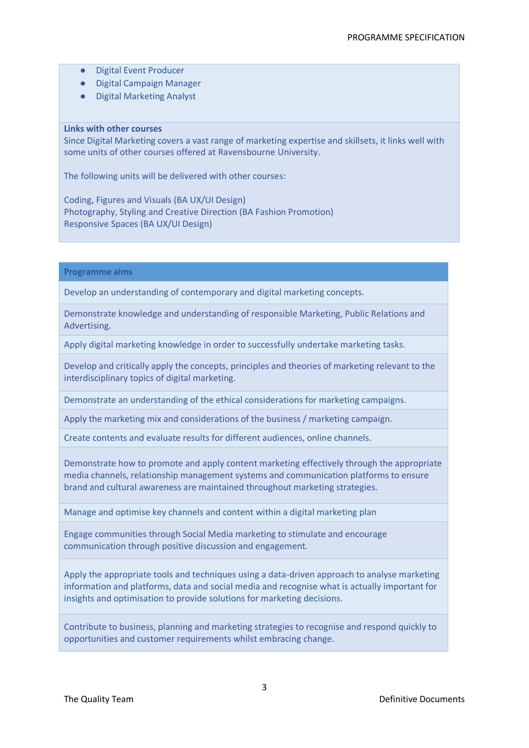- Digital Event Producer
- Digital Campaign Manager
- Digital Marketing Analyst

**Links with other courses**

Since Digital Marketing covers a vast range of marketing expertise and skillsets, it links well with some units of other courses offered at Ravensbourne University.

The following units will be delivered with other courses:

Coding, Figures and Visuals (BA UX/UI Design)
Photography, Styling and Creative Direction (BA Fashion Promotion)
Responsive Spaces (BA UX/UI Design)

| **Programme aims** |
|---|
| Develop an understanding of contemporary and digital marketing concepts. |
| Demonstrate knowledge and understanding of responsible Marketing, Public Relations and Advertising. |
| Apply digital marketing knowledge in order to successfully undertake marketing tasks. |
| Develop and critically apply the concepts, principles and theories of marketing relevant to the interdisciplinary topics of digital marketing. |
| Demonstrate an understanding of the ethical considerations for marketing campaigns. |
| Apply the marketing mix and considerations of the business / marketing campaign. |
| Create contents and evaluate results for different audiences, online channels. |
| Demonstrate how to promote and apply content marketing effectively through the appropriate media channels, relationship management systems and communication platforms to ensure brand and cultural awareness are maintained throughout marketing strategies. |
| Manage and optimise key channels and content within a digital marketing plan |
| Engage communities through Social Media marketing to stimulate and encourage communication through positive discussion and engagement. |
| Apply the appropriate tools and techniques using a data-driven approach to analyse marketing information and platforms, data and social media and recognise what is actually important for insights and optimisation to provide solutions for marketing decisions. |
| Contribute to business, planning and marketing strategies to recognise and respond quickly to opportunities and customer requirements whilst embracing change. |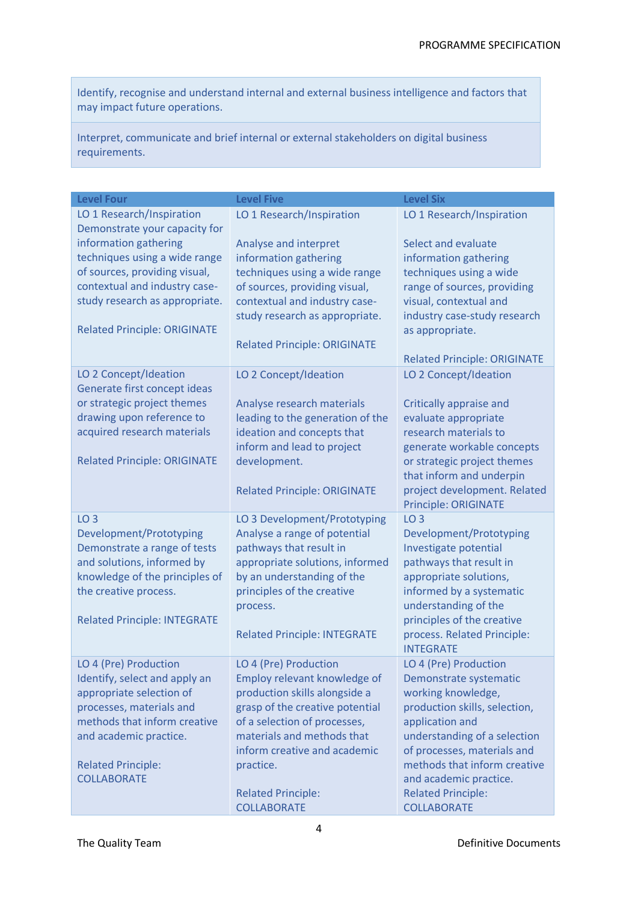| |
|---|
| Identify, recognise and understand internal and external business intelligence and factors that may impact future operations. |
| Interpret, communicate and brief internal or external stakeholders on digital business requirements. |

| Level Four | Level Five | Level Six |
|---|---|---|
| LO 1 Research/Inspiration<br>Demonstrate your capacity for information gathering techniques using a wide range of sources, providing visual, contextual and industry case-study research as appropriate.<br><br>Related Principle: ORIGINATE | LO 1 Research/Inspiration<br><br>Analyse and interpret information gathering techniques using a wide range of sources, providing visual, contextual and industry case-study research as appropriate.<br><br>Related Principle: ORIGINATE | LO 1 Research/Inspiration<br><br>Select and evaluate information gathering techniques using a wide range of sources, providing visual, contextual and industry case-study research as appropriate.<br><br>Related Principle: ORIGINATE |
| LO 2 Concept/Ideation<br>Generate first concept ideas or strategic project themes drawing upon reference to acquired research materials<br><br>Related Principle: ORIGINATE | LO 2 Concept/Ideation<br><br>Analyse research materials leading to the generation of the ideation and concepts that inform and lead to project development.<br><br>Related Principle: ORIGINATE | LO 2 Concept/Ideation<br><br>Critically appraise and evaluate appropriate research materials to generate workable concepts or strategic project themes that inform and underpin project development. Related Principle: ORIGINATE |
| LO 3<br>Development/Prototyping<br>Demonstrate a range of tests and solutions, informed by knowledge of the principles of the creative process.<br><br>Related Principle: INTEGRATE | LO 3 Development/Prototyping<br>Analyse a range of potential pathways that result in appropriate solutions, informed by an understanding of the principles of the creative process.<br><br>Related Principle: INTEGRATE | LO 3<br>Development/Prototyping<br>Investigate potential pathways that result in appropriate solutions, informed by a systematic understanding of the principles of the creative process. Related Principle: INTEGRATE |
| LO 4 (Pre) Production<br>Identify, select and apply an appropriate selection of processes, materials and methods that inform creative and academic practice.<br><br>Related Principle: COLLABORATE | LO 4 (Pre) Production<br>Employ relevant knowledge of production skills alongside a grasp of the creative potential of a selection of processes, materials and methods that inform creative and academic practice.<br><br>Related Principle: COLLABORATE | LO 4 (Pre) Production<br>Demonstrate systematic working knowledge, production skills, selection, application and understanding of a selection of processes, materials and methods that inform creative and academic practice.<br>Related Principle: COLLABORATE |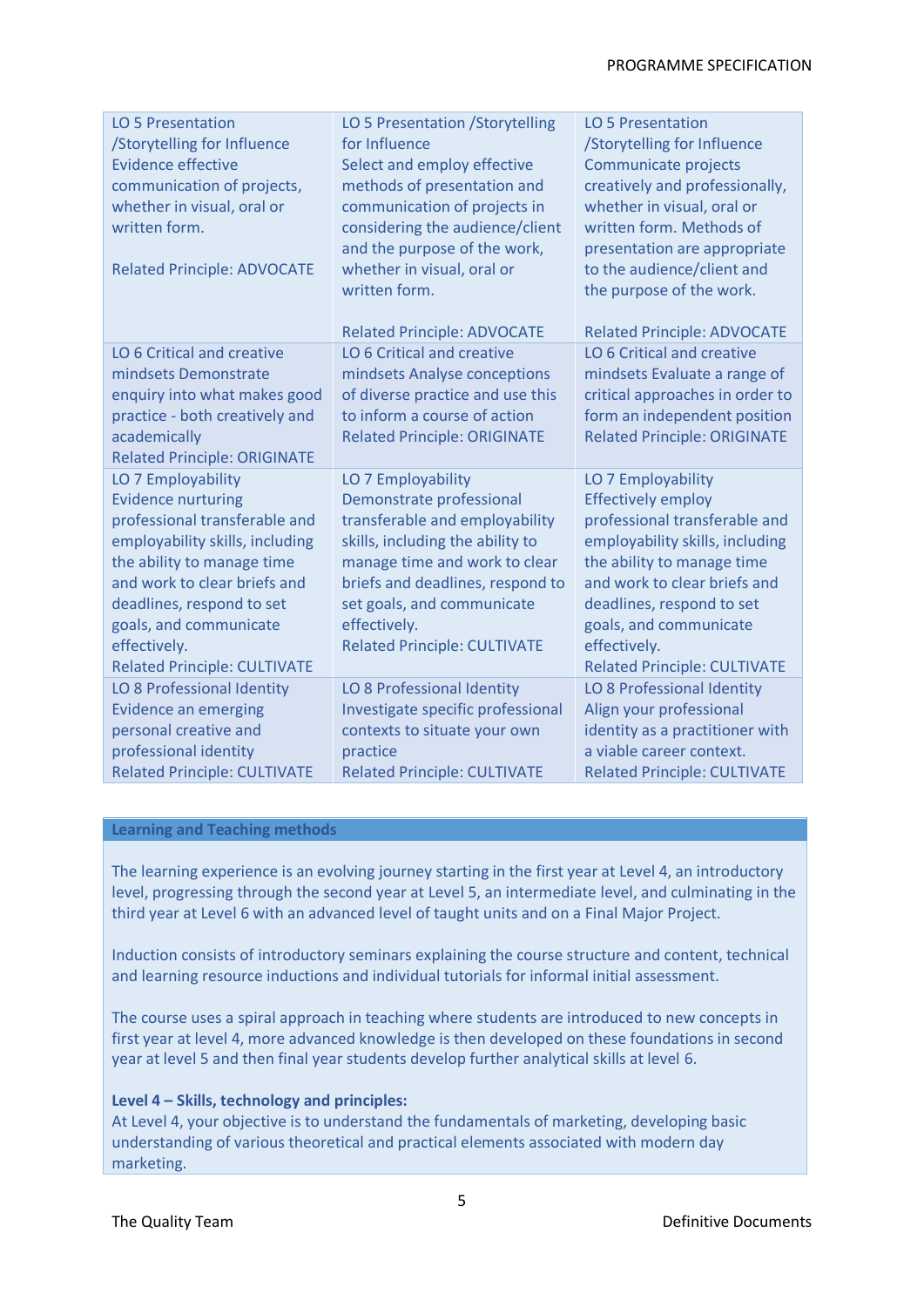| | | |
|---|---|---|
| LO 5 Presentation /Storytelling for Influence Evidence effective communication of projects, whether in visual, oral or written form.<br><br>Related Principle: ADVOCATE | LO 5 Presentation /Storytelling for Influence Select and employ effective methods of presentation and communication of projects in considering the audience/client and the purpose of the work, whether in visual, oral or written form.<br><br>Related Principle: ADVOCATE | LO 5 Presentation /Storytelling for Influence Communicate projects creatively and professionally, whether in visual, oral or written form. Methods of presentation are appropriate to the audience/client and the purpose of the work.<br><br>Related Principle: ADVOCATE |
| LO 6 Critical and creative mindsets Demonstrate enquiry into what makes good practice - both creatively and academically<br>Related Principle: ORIGINATE | LO 6 Critical and creative mindsets Analyse conceptions of diverse practice and use this to inform a course of action<br>Related Principle: ORIGINATE | LO 6 Critical and creative mindsets Evaluate a range of critical approaches in order to form an independent position<br>Related Principle: ORIGINATE |
| LO 7 Employability<br>Evidence nurturing professional transferable and employability skills, including the ability to manage time and work to clear briefs and deadlines, respond to set goals, and communicate effectively.<br>Related Principle: CULTIVATE | LO 7 Employability<br>Demonstrate professional transferable and employability skills, including the ability to manage time and work to clear briefs and deadlines, respond to set goals, and communicate effectively.<br>Related Principle: CULTIVATE | LO 7 Employability<br>Effectively employ professional transferable and employability skills, including the ability to manage time and work to clear briefs and deadlines, respond to set goals, and communicate effectively.<br>Related Principle: CULTIVATE |
| LO 8 Professional Identity<br>Evidence an emerging personal creative and professional identity<br>Related Principle: CULTIVATE | LO 8 Professional Identity<br>Investigate specific professional contexts to situate your own practice<br>Related Principle: CULTIVATE | LO 8 Professional Identity<br>Align your professional identity as a practitioner with a viable career context.<br>Related Principle: CULTIVATE |

## Learning and Teaching methods

The learning experience is an evolving journey starting in the first year at Level 4, an introductory level, progressing through the second year at Level 5, an intermediate level, and culminating in the third year at Level 6 with an advanced level of taught units and on a Final Major Project.

Induction consists of introductory seminars explaining the course structure and content, technical and learning resource inductions and individual tutorials for informal initial assessment.

The course uses a spiral approach in teaching where students are introduced to new concepts in first year at level 4, more advanced knowledge is then developed on these foundations in second year at level 5 and then final year students develop further analytical skills at level 6.

**Level 4 – Skills, technology and principles:**
At Level 4, your objective is to understand the fundamentals of marketing, developing basic understanding of various theoretical and practical elements associated with modern day marketing.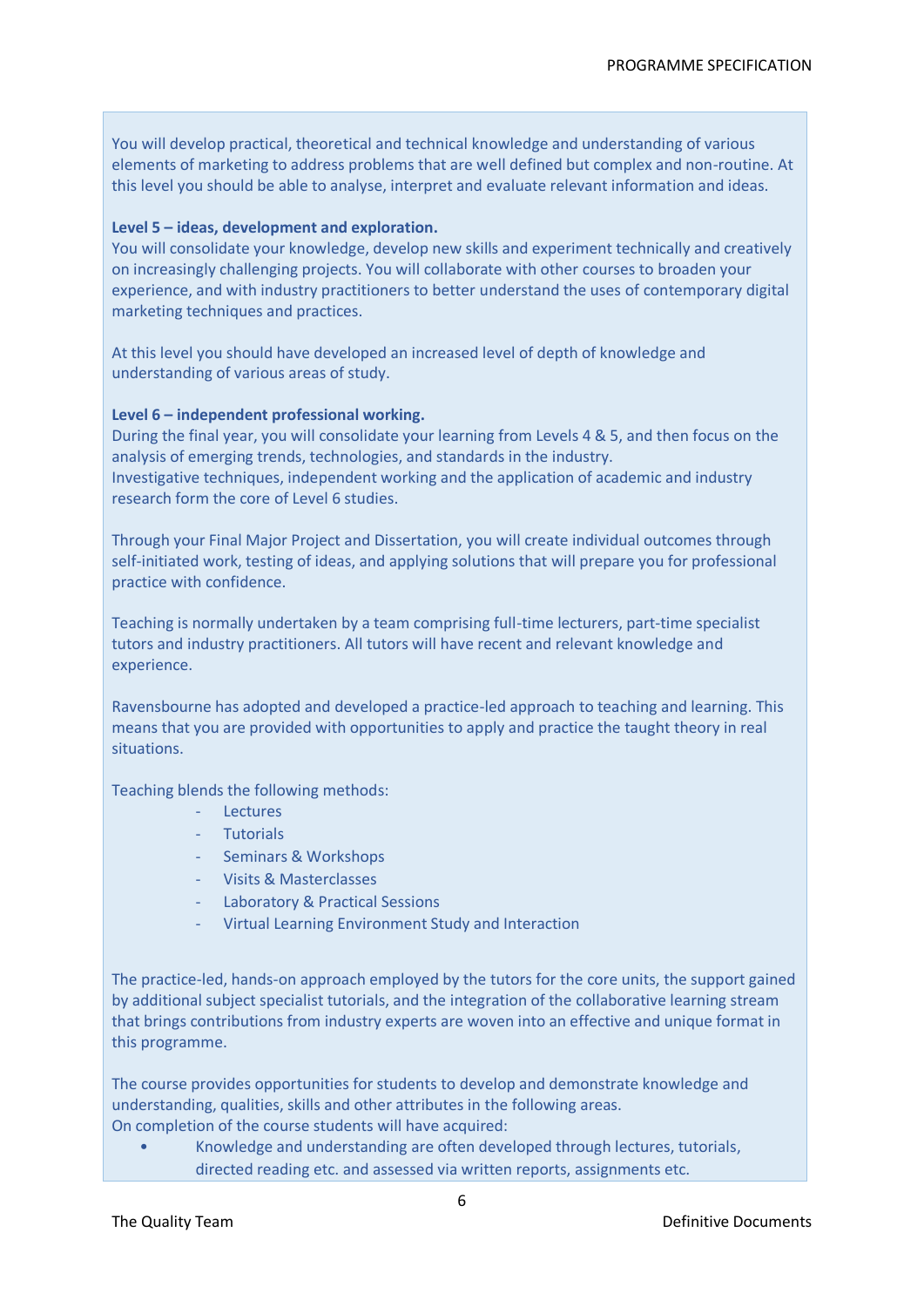You will develop practical, theoretical and technical knowledge and understanding of various elements of marketing to address problems that are well defined but complex and non-routine. At this level you should be able to analyse, interpret and evaluate relevant information and ideas.

**Level 5 – ideas, development and exploration.**
You will consolidate your knowledge, develop new skills and experiment technically and creatively on increasingly challenging projects. You will collaborate with other courses to broaden your experience, and with industry practitioners to better understand the uses of contemporary digital marketing techniques and practices.

At this level you should have developed an increased level of depth of knowledge and understanding of various areas of study.

**Level 6 – independent professional working.**
During the final year, you will consolidate your learning from Levels 4 & 5, and then focus on the analysis of emerging trends, technologies, and standards in the industry.
Investigative techniques, independent working and the application of academic and industry research form the core of Level 6 studies.

Through your Final Major Project and Dissertation, you will create individual outcomes through self-initiated work, testing of ideas, and applying solutions that will prepare you for professional practice with confidence.

Teaching is normally undertaken by a team comprising full-time lecturers, part-time specialist tutors and industry practitioners. All tutors will have recent and relevant knowledge and experience.

Ravensbourne has adopted and developed a practice-led approach to teaching and learning. This means that you are provided with opportunities to apply and practice the taught theory in real situations.

Teaching blends the following methods:

- Lectures
- Tutorials
- Seminars & Workshops
- Visits & Masterclasses
- Laboratory & Practical Sessions
- Virtual Learning Environment Study and Interaction

The practice-led, hands-on approach employed by the tutors for the core units, the support gained by additional subject specialist tutorials, and the integration of the collaborative learning stream that brings contributions from industry experts are woven into an effective and unique format in this programme.

The course provides opportunities for students to develop and demonstrate knowledge and understanding, qualities, skills and other attributes in the following areas.
On completion of the course students will have acquired:

- Knowledge and understanding are often developed through lectures, tutorials, directed reading etc. and assessed via written reports, assignments etc.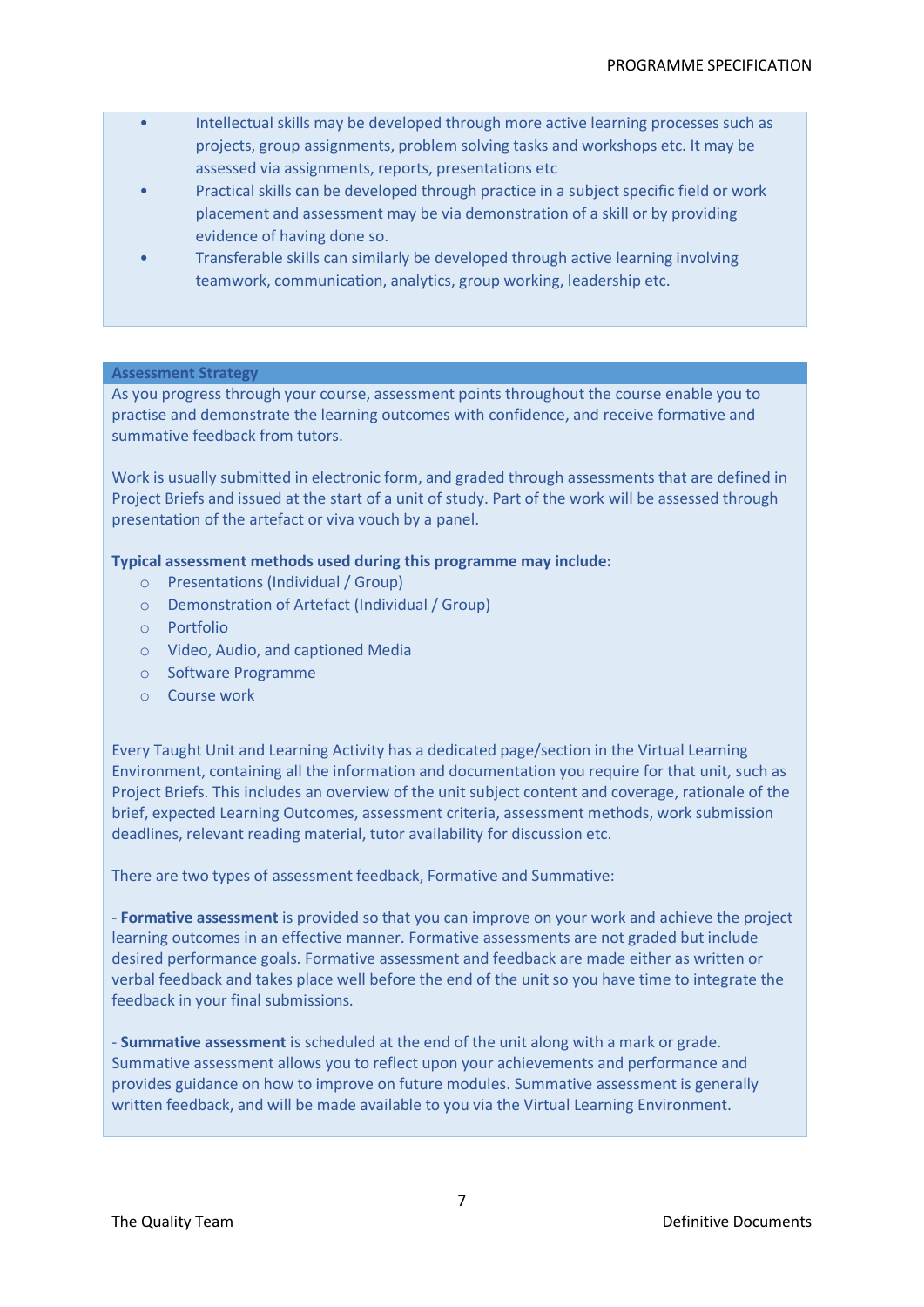- Intellectual skills may be developed through more active learning processes such as projects, group assignments, problem solving tasks and workshops etc. It may be assessed via assignments, reports, presentations etc
- Practical skills can be developed through practice in a subject specific field or work placement and assessment may be via demonstration of a skill or by providing evidence of having done so.
- Transferable skills can similarly be developed through active learning involving teamwork, communication, analytics, group working, leadership etc.

## Assessment Strategy

As you progress through your course, assessment points throughout the course enable you to practise and demonstrate the learning outcomes with confidence, and receive formative and summative feedback from tutors.

Work is usually submitted in electronic form, and graded through assessments that are defined in Project Briefs and issued at the start of a unit of study. Part of the work will be assessed through presentation of the artefact or viva vouch by a panel.

**Typical assessment methods used during this programme may include:**

- Presentations (Individual / Group)
- Demonstration of Artefact (Individual / Group)
- Portfolio
- Video, Audio, and captioned Media
- Software Programme
- Course work

Every Taught Unit and Learning Activity has a dedicated page/section in the Virtual Learning Environment, containing all the information and documentation you require for that unit, such as Project Briefs. This includes an overview of the unit subject content and coverage, rationale of the brief, expected Learning Outcomes, assessment criteria, assessment methods, work submission deadlines, relevant reading material, tutor availability for discussion etc.

There are two types of assessment feedback, Formative and Summative:

- **Formative assessment** is provided so that you can improve on your work and achieve the project learning outcomes in an effective manner. Formative assessments are not graded but include desired performance goals. Formative assessment and feedback are made either as written or verbal feedback and takes place well before the end of the unit so you have time to integrate the feedback in your final submissions.

- **Summative assessment** is scheduled at the end of the unit along with a mark or grade. Summative assessment allows you to reflect upon your achievements and performance and provides guidance on how to improve on future modules. Summative assessment is generally written feedback, and will be made available to you via the Virtual Learning Environment.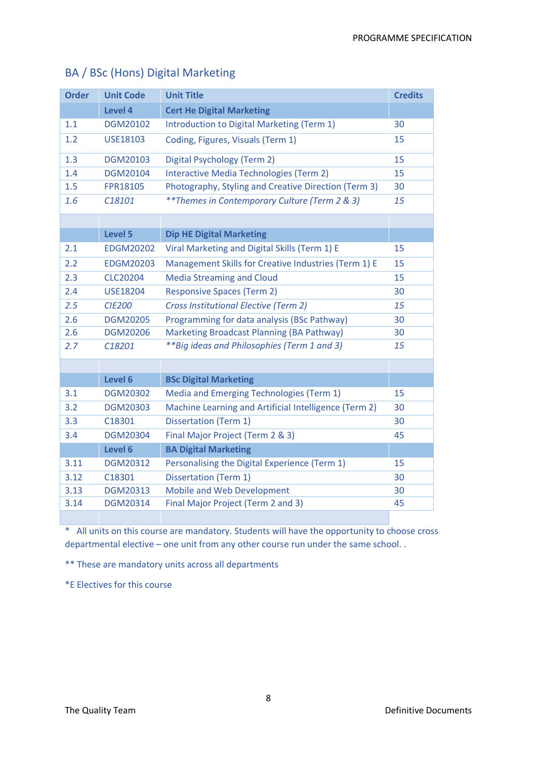## BA / BSc (Hons) Digital Marketing

| Order | Unit Code | Unit Title | Credits |
|---|---|---|---|
| | **Level 4** | **Cert He Digital Marketing** | |
| 1.1 | DGM20102 | Introduction to Digital Marketing (Term 1) | 30 |
| 1.2 | USE18103 | Coding, Figures, Visuals (Term 1) | 15 |
| 1.3 | DGM20103 | Digital Psychology (Term 2) | 15 |
| 1.4 | DGM20104 | Interactive Media Technologies (Term 2) | 15 |
| 1.5 | FPR18105 | Photography, Styling and Creative Direction (Term 3) | 30 |
| *1.6* | *C18101* | *\*\*Themes in Contemporary Culture (Term 2 & 3)* | *15* |
| | | | |
| | **Level 5** | **Dip HE Digital Marketing** | |
| 2.1 | EDGM20202 | Viral Marketing and Digital Skills (Term 1) E | 15 |
| 2.2 | EDGM20203 | Management Skills for Creative Industries (Term 1) E | 15 |
| 2.3 | CLC20204 | Media Streaming and Cloud | 15 |
| 2.4 | USE18204 | Responsive Spaces (Term 2) | 30 |
| *2.5* | *CIE200* | *Cross Institutional Elective (Term 2)* | *15* |
| 2.6 | DGM20205 | Programming for data analysis (BSc Pathway) | 30 |
| 2.6 | DGM20206 | Marketing Broadcast Planning (BA Pathway) | 30 |
| *2.7* | *C18201* | *\*\*Big ideas and Philosophies (Term 1 and 3)* | *15* |
| | | | |
| | **Level 6** | **BSc Digital Marketing** | |
| 3.1 | DGM20302 | Media and Emerging Technologies (Term 1) | 15 |
| 3.2 | DGM20303 | Machine Learning and Artificial Intelligence (Term 2) | 30 |
| 3.3 | C18301 | Dissertation (Term 1) | 30 |
| 3.4 | DGM20304 | Final Major Project (Term 2 & 3) | 45 |
| | **Level 6** | **BA Digital Marketing** | |
| 3.11 | DGM20312 | Personalising the Digital Experience (Term 1) | 15 |
| 3.12 | C18301 | Dissertation (Term 1) | 30 |
| 3.13 | DGM20313 | Mobile and Web Development | 30 |
| 3.14 | DGM20314 | Final Major Project (Term 2 and 3) | 45 |

* All units on this course are mandatory. Students will have the opportunity to choose cross departmental elective – one unit from any other course run under the same school. .

** These are mandatory units across all departments

*E Electives for this course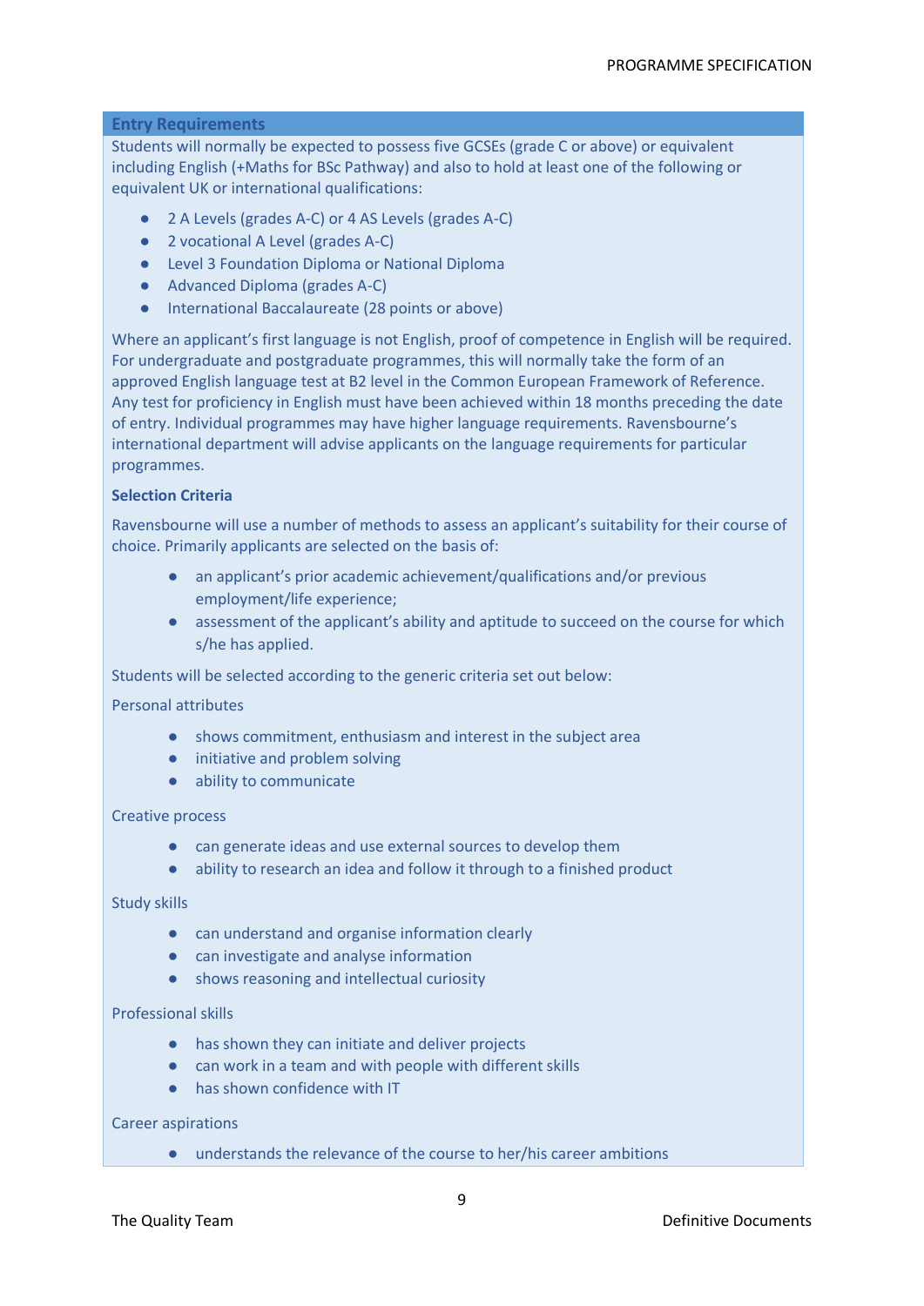## Entry Requirements

Students will normally be expected to possess five GCSEs (grade C or above) or equivalent including English (+Maths for BSc Pathway) and also to hold at least one of the following or equivalent UK or international qualifications:

- 2 A Levels (grades A-C) or 4 AS Levels (grades A-C)
- 2 vocational A Level (grades A-C)
- Level 3 Foundation Diploma or National Diploma
- Advanced Diploma (grades A-C)
- International Baccalaureate (28 points or above)

Where an applicant's first language is not English, proof of competence in English will be required. For undergraduate and postgraduate programmes, this will normally take the form of an approved English language test at B2 level in the Common European Framework of Reference. Any test for proficiency in English must have been achieved within 18 months preceding the date of entry. Individual programmes may have higher language requirements. Ravensbourne's international department will advise applicants on the language requirements for particular programmes.

**Selection Criteria**

Ravensbourne will use a number of methods to assess an applicant's suitability for their course of choice. Primarily applicants are selected on the basis of:

- an applicant's prior academic achievement/qualifications and/or previous employment/life experience;
- assessment of the applicant's ability and aptitude to succeed on the course for which s/he has applied.

Students will be selected according to the generic criteria set out below:

Personal attributes

- shows commitment, enthusiasm and interest in the subject area
- initiative and problem solving
- ability to communicate

Creative process

- can generate ideas and use external sources to develop them
- ability to research an idea and follow it through to a finished product

Study skills

- can understand and organise information clearly
- can investigate and analyse information
- shows reasoning and intellectual curiosity

Professional skills

- has shown they can initiate and deliver projects
- can work in a team and with people with different skills
- has shown confidence with IT

Career aspirations

- understands the relevance of the course to her/his career ambitions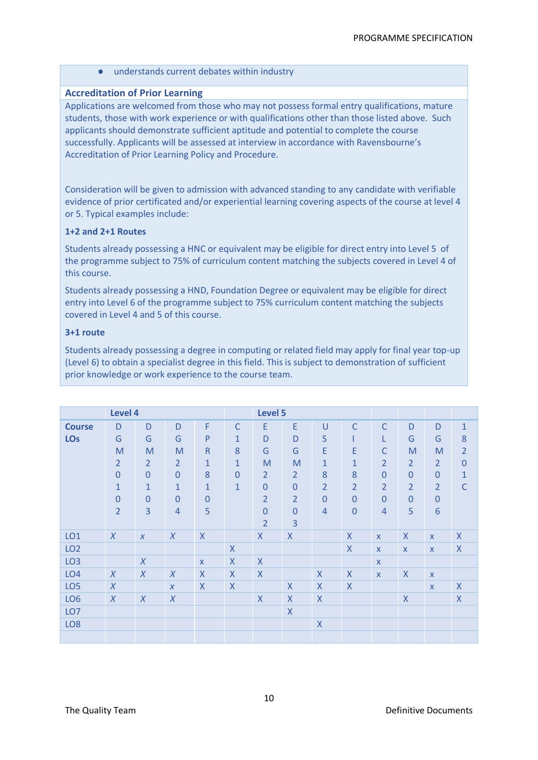- understands current debates within industry

### Accreditation of Prior Learning

Applications are welcomed from those who may not possess formal entry qualifications, mature students, those with work experience or with qualifications other than those listed above. Such applicants should demonstrate sufficient aptitude and potential to complete the course successfully. Applicants will be assessed at interview in accordance with Ravensbourne's Accreditation of Prior Learning Policy and Procedure.

Consideration will be given to admission with advanced standing to any candidate with verifiable evidence of prior certificated and/or experiential learning covering aspects of the course at level 4 or 5. Typical examples include:

**1+2 and 2+1 Routes**

Students already possessing a HNC or equivalent may be eligible for direct entry into Level 5 of the programme subject to 75% of curriculum content matching the subjects covered in Level 4 of this course.

Students already possessing a HND, Foundation Degree or equivalent may be eligible for direct entry into Level 6 of the programme subject to 75% curriculum content matching the subjects covered in Level 4 and 5 of this course.

**3+1 route**

Students already possessing a degree in computing or related field may apply for final year top-up (Level 6) to obtain a specialist degree in this field. This is subject to demonstration of sufficient prior knowledge or work experience to the course team.

| | Level 4 | | | | | Level 5 | | | | | | | |
|---|---|---|---|---|---|---|---|---|---|---|---|---|---|
| **Course LOs** | DGM20102 | DGM20103 | DGM20104 | FPR18105 | C18101 | EDGM20202 | EDGM20203 | USE18204 | CIE18200 | CLC20204 | DGM20205 | DGM20206 | 18201C |
| LO1 | *X* | *x* | *X* | X | | X | X | | X | x | X | x | X |
| LO2 | | | | | X | | | | X | x | x | x | X |
| LO3 | | *X* | | x | X | X | | | | x | | | |
| LO4 | *X* | *X* | *X* | X | X | X | | X | X | x | X | x | |
| LO5 | *X* | | *x* | X | X | | X | X | X | | | x | X |
| LO6 | *X* | *X* | *X* | | | X | X | X | | | X | | X |
| LO7 | | | | | | | X | | | | | | |
| LO8 | | | | | | | | X | | | | | |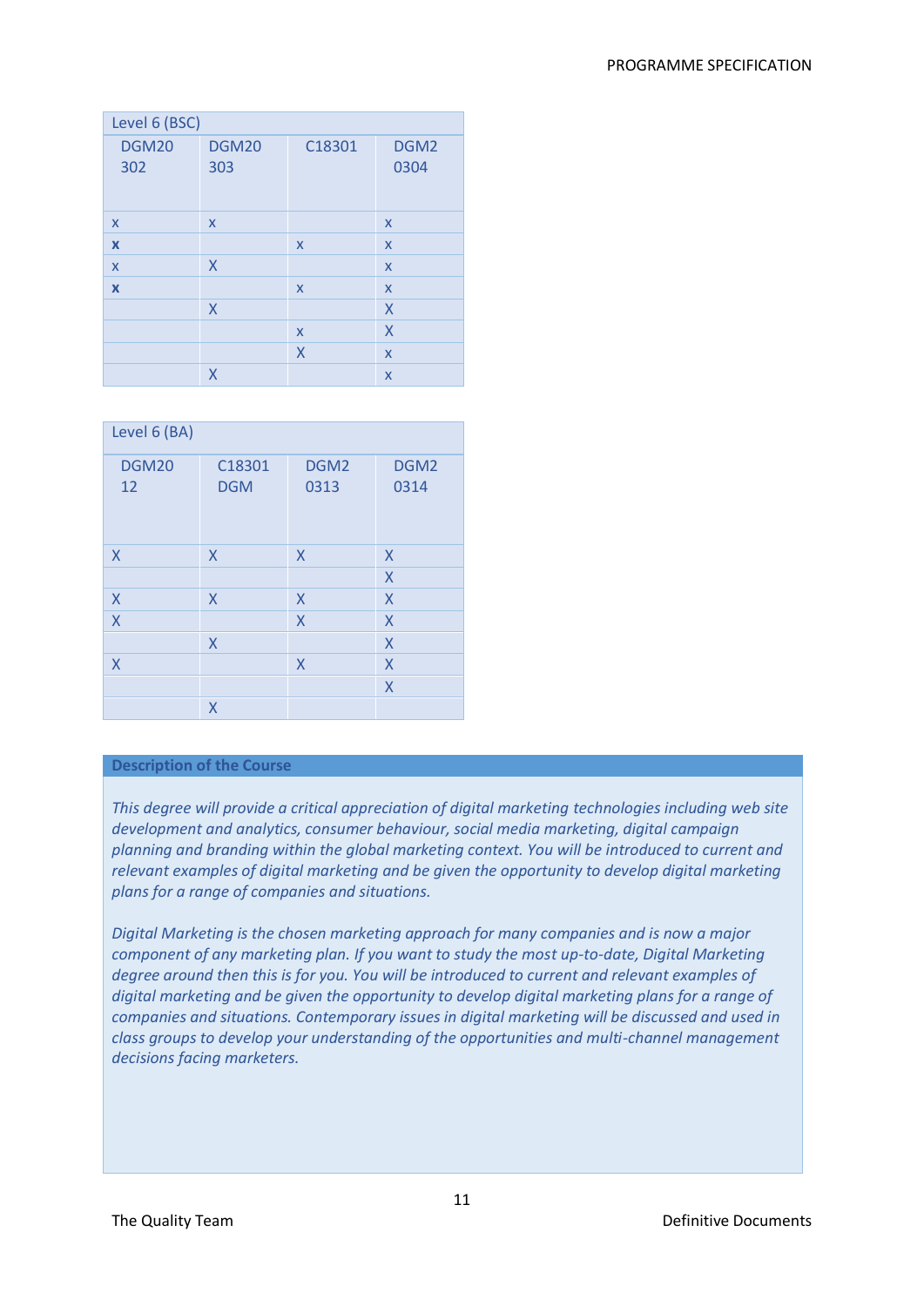| Level 6 (BSC) | | | |
|---|---|---|---|
| DGM20 302 | DGM20 303 | C18301 | DGM2 0304 |
| x | x | | x |
| **x** | | x | x |
| x | X | | x |
| **x** | | x | x |
| | X | | X |
| | | x | X |
| | | X | x |
| | X | | x |

| Level 6 (BA) | | | |
|---|---|---|---|
| DGM20 12 | C18301 DGM | DGM2 0313 | DGM2 0314 |
| X | X | X | X |
| | | | X |
| X | X | X | X |
| X | | X | X |
| | X | | X |
| X | | X | X |
| | | | X |
| | X | | |

**Description of the Course**

*This degree will provide a critical appreciation of digital marketing technologies including web site development and analytics, consumer behaviour, social media marketing, digital campaign planning and branding within the global marketing context. You will be introduced to current and relevant examples of digital marketing and be given the opportunity to develop digital marketing plans for a range of companies and situations.*

*Digital Marketing is the chosen marketing approach for many companies and is now a major component of any marketing plan. If you want to study the most up-to-date, Digital Marketing degree around then this is for you. You will be introduced to current and relevant examples of digital marketing and be given the opportunity to develop digital marketing plans for a range of companies and situations. Contemporary issues in digital marketing will be discussed and used in class groups to develop your understanding of the opportunities and multi-channel management decisions facing marketers.*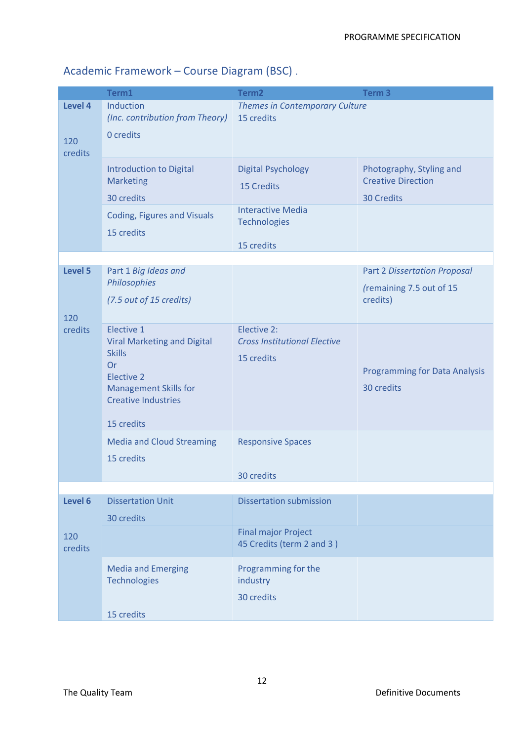## Academic Framework – Course Diagram (BSC) .

| | Term1 | Term2 | Term 3 |
|---|---|---|---|
| **Level 4**<br><br>120 credits | Induction<br>*(Inc. contribution from Theory)*<br>0 credits | *Themes in Contemporary Culture*<br>15 credits | |
| | Introduction to Digital Marketing<br>30 credits | Digital Psychology<br>15 Credits | Photography, Styling and Creative Direction<br>30 Credits |
| | Coding, Figures and Visuals<br>15 credits | Interactive Media Technologies<br>15 credits | |
| | | | |
| **Level 5**<br><br>120 credits | Part 1 *Big Ideas and Philosophies*<br>*(7.5 out of 15 credits)* | | Part 2 *Dissertation Proposal*<br>*(*remaining 7.5 out of 15 credits) |
| | Elective 1<br>Viral Marketing and Digital Skills<br>Or<br>Elective 2<br>Management Skills for Creative Industries<br>15 credits | Elective 2:<br>*Cross Institutional Elective*<br>15 credits | Programming for Data Analysis<br>30 credits |
| | Media and Cloud Streaming<br>15 credits | Responsive Spaces<br>30 credits | |
| | | | |
| **Level 6**<br><br>120 credits | Dissertation Unit<br>30 credits | Dissertation submission | |
| | | Final major Project<br>45 Credits (term 2 and 3 ) | |
| | Media and Emerging Technologies<br>15 credits | Programming for the industry<br>30 credits | |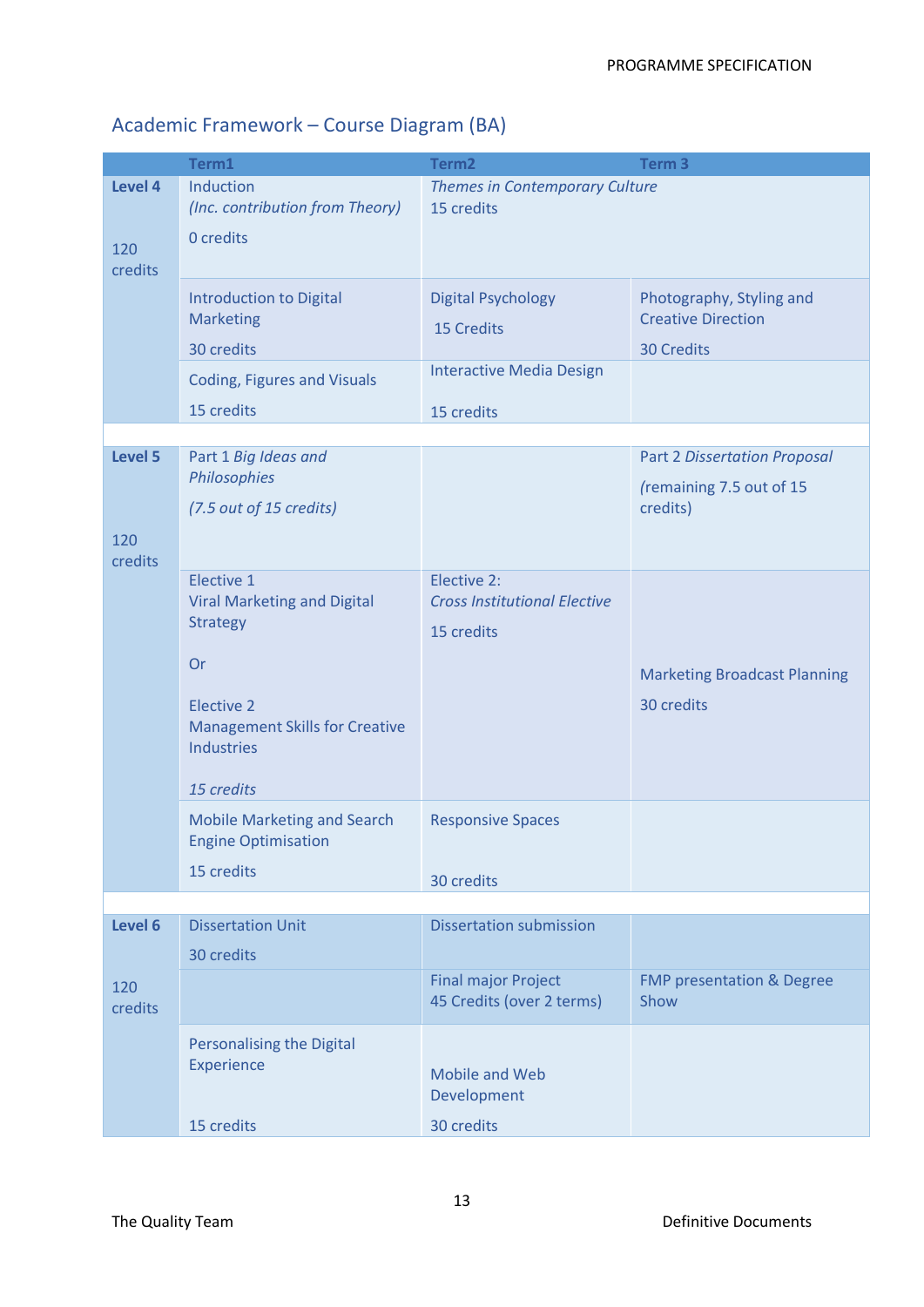## Academic Framework – Course Diagram (BA)

| | Term1 | Term2 | Term 3 |
|---|---|---|---|
| **Level 4**<br><br>120 credits | Induction<br>*(Inc. contribution from Theory)*<br>0 credits | *Themes in Contemporary Culture*<br>15 credits | |
| | Introduction to Digital Marketing<br>30 credits | Digital Psychology<br>15 Credits | Photography, Styling and Creative Direction<br>30 Credits |
| | Coding, Figures and Visuals<br>15 credits | Interactive Media Design<br>15 credits | |
| | | | |
| **Level 5**<br><br>120 credits | Part 1 *Big Ideas and Philosophies*<br>*(7.5 out of 15 credits)* | | Part 2 *Dissertation Proposal*<br>*(*remaining 7.5 out of 15 credits) |
| | Elective 1<br>Viral Marketing and Digital Strategy<br><br>Or<br><br>Elective 2<br>Management Skills for Creative Industries<br><br>*15 credits* | Elective 2:<br>*Cross Institutional Elective*<br>15 credits | Marketing Broadcast Planning<br>30 credits |
| | Mobile Marketing and Search Engine Optimisation<br>15 credits | Responsive Spaces<br>30 credits | |
| | | | |
| **Level 6**<br><br>120 credits | Dissertation Unit<br>30 credits | Dissertation submission | |
| | | Final major Project<br>45 Credits (over 2 terms) | FMP presentation & Degree Show |
| | Personalising the Digital Experience<br>15 credits | Mobile and Web Development<br>30 credits | |